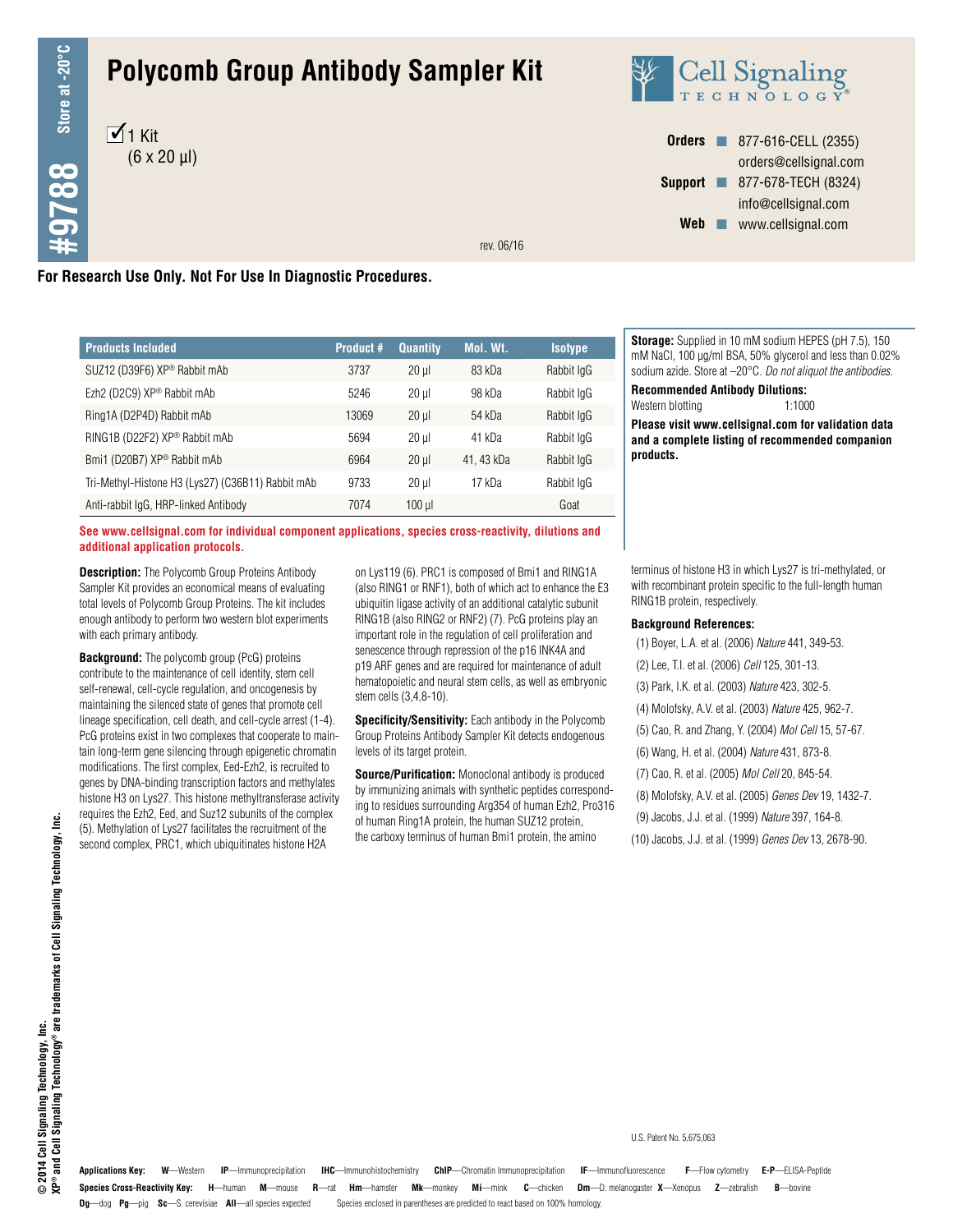# Polycomb Group Antibody Sampler Kit

#9788 Store at -20°C

☑ 1 Kit (6 x 20 µl)

Cell Signaling Technology

**Orders** ■ 877-616-CELL (2355)
orders@cellsignal.com
**Support** ■ 877-678-TECH (8324)
info@cellsignal.com
**Web** ■ www.cellsignal.com

rev. 06/16

**For Research Use Only. Not For Use In Diagnostic Procedures.**

| Products Included | Product # | Quantity | Mol. Wt. | Isotype |
|---|---|---|---|---|
| SUZ12 (D39F6) XP® Rabbit mAb | 3737 | 20 µl | 83 kDa | Rabbit IgG |
| Ezh2 (D2C9) XP® Rabbit mAb | 5246 | 20 µl | 98 kDa | Rabbit IgG |
| Ring1A (D2P4D) Rabbit mAb | 13069 | 20 µl | 54 kDa | Rabbit IgG |
| RING1B (D22F2) XP® Rabbit mAb | 5694 | 20 µl | 41 kDa | Rabbit IgG |
| Bmi1 (D20B7) XP® Rabbit mAb | 6964 | 20 µl | 41, 43 kDa | Rabbit IgG |
| Tri-Methyl-Histone H3 (Lys27) (C36B11) Rabbit mAb | 9733 | 20 µl | 17 kDa | Rabbit IgG |
| Anti-rabbit IgG, HRP-linked Antibody | 7074 | 100 µl | | Goat |

**See www.cellsignal.com for individual component applications, species cross-reactivity, dilutions and additional application protocols.**

**Storage:** Supplied in 10 mM sodium HEPES (pH 7.5), 150 mM NaCl, 100 µg/ml BSA, 50% glycerol and less than 0.02% sodium azide. Store at –20°C. *Do not aliquot the antibodies.*

**Recommended Antibody Dilutions:**
Western blotting 1:1000

**Please visit www.cellsignal.com for validation data and a complete listing of recommended companion products.**

**Description:** The Polycomb Group Proteins Antibody Sampler Kit provides an economical means of evaluating total levels of Polycomb Group Proteins. The kit includes enough antibody to perform two western blot experiments with each primary antibody.

**Background:** The polycomb group (PcG) proteins contribute to the maintenance of cell identity, stem cell self-renewal, cell-cycle regulation, and oncogenesis by maintaining the silenced state of genes that promote cell lineage specification, cell death, and cell-cycle arrest (1-4). PcG proteins exist in two complexes that cooperate to maintain long-term gene silencing through epigenetic chromatin modifications. The first complex, Eed-Ezh2, is recruited to genes by DNA-binding transcription factors and methylates histone H3 on Lys27. This histone methyltransferase activity requires the Ezh2, Eed, and Suz12 subunits of the complex (5). Methylation of Lys27 facilitates the recruitment of the second complex, PRC1, which ubiquitinates histone H2A on Lys119 (6). PRC1 is composed of Bmi1 and RING1A (also RING1 or RNF1), both of which act to enhance the E3 ubiquitin ligase activity of an additional catalytic subunit RING1B (also RING2 or RNF2) (7). PcG proteins play an important role in the regulation of cell proliferation and senescence through repression of the p16 INK4A and p19 ARF genes and are required for maintenance of adult hematopoietic and neural stem cells, as well as embryonic stem cells (3,4,8-10).

**Specificity/Sensitivity:** Each antibody in the Polycomb Group Proteins Antibody Sampler Kit detects endogenous levels of its target protein.

**Source/Purification:** Monoclonal antibody is produced by immunizing animals with synthetic peptides corresponding to residues surrounding Arg354 of human Ezh2, Pro316 of human Ring1A protein, the human SUZ12 protein, the carboxy terminus of human Bmi1 protein, the amino terminus of histone H3 in which Lys27 is tri-methylated, or with recombinant protein specific to the full-length human RING1B protein, respectively.

**Background References:**

(1) Boyer, L.A. et al. (2006) *Nature* 441, 349-53.
(2) Lee, T.I. et al. (2006) *Cell* 125, 301-13.
(3) Park, I.K. et al. (2003) *Nature* 423, 302-5.
(4) Molofsky, A.V. et al. (2003) *Nature* 425, 962-7.
(5) Cao, R. and Zhang, Y. (2004) *Mol Cell* 15, 57-67.
(6) Wang, H. et al. (2004) *Nature* 431, 873-8.
(7) Cao, R. et al. (2005) *Mol Cell* 20, 845-54.
(8) Molofsky, A.V. et al. (2005) *Genes Dev* 19, 1432-7.
(9) Jacobs, J.J. et al. (1999) *Nature* 397, 164-8.
(10) Jacobs, J.J. et al. (1999) *Genes Dev* 13, 2678-90.

U.S. Patent No. 5,675,063

© 2014 Cell Signaling Technology, Inc.
XP® and Cell Signaling Technology® are trademarks of Cell Signaling Technology, Inc.

**Applications Key:** **W**—Western **IP**—Immunoprecipitation **IHC**—Immunohistochemistry **ChIP**—Chromatin Immunoprecipitation **IF**—Immunofluorescence **F**—Flow cytometry **E-P**—ELISA-Peptide

**Species Cross-Reactivity Key:** **H**—human **M**—mouse **R**—rat **Hm**—hamster **Mk**—monkey **Mi**—mink **C**—chicken **Dm**—D. melanogaster **X**—Xenopus **Z**—zebrafish **B**—bovine **Dg**—dog **Pg**—pig **Sc**—S. cerevisiae **All**—all species expected Species enclosed in parentheses are predicted to react based on 100% homology.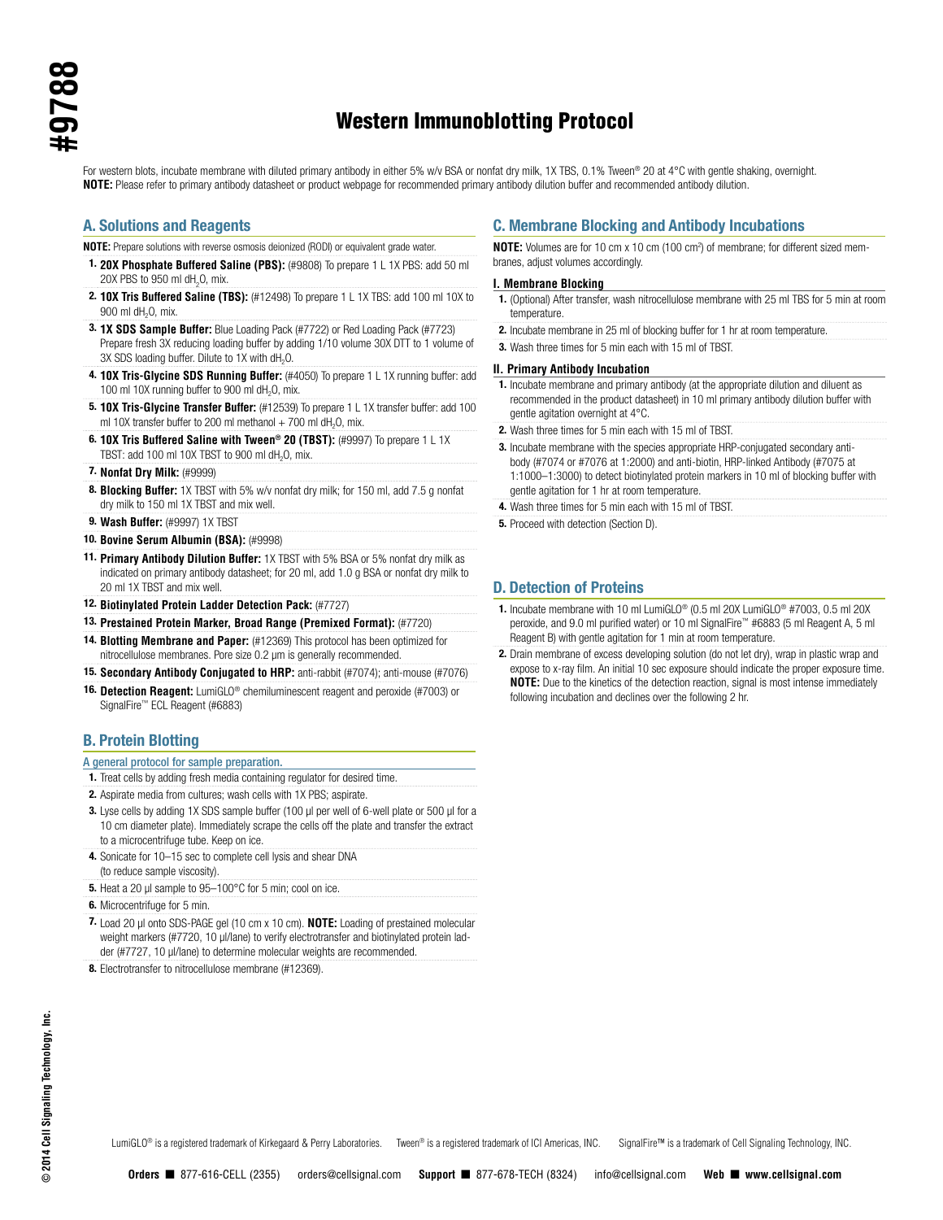# Western Immunoblotting Protocol

For western blots, incubate membrane with diluted primary antibody in either 5% w/v BSA or nonfat dry milk, 1X TBS, 0.1% Tween® 20 at 4°C with gentle shaking, overnight.
**NOTE:** Please refer to primary antibody datasheet or product webpage for recommended primary antibody dilution buffer and recommended antibody dilution.

## A. Solutions and Reagents

**NOTE:** Prepare solutions with reverse osmosis deionized (RODI) or equivalent grade water.

1. **20X Phosphate Buffered Saline (PBS):** (#9808) To prepare 1 L 1X PBS: add 50 ml 20X PBS to 950 ml $dH_2O$, mix.
2. **10X Tris Buffered Saline (TBS):** (#12498) To prepare 1 L 1X TBS: add 100 ml 10X to 900 ml $dH_2O$, mix.
3. **1X SDS Sample Buffer:** Blue Loading Pack (#7722) or Red Loading Pack (#7723) Prepare fresh 3X reducing loading buffer by adding 1/10 volume 30X DTT to 1 volume of 3X SDS loading buffer. Dilute to 1X with $dH_2O$.
4. **10X Tris-Glycine SDS Running Buffer:** (#4050) To prepare 1 L 1X running buffer: add 100 ml 10X running buffer to 900 ml $dH_2O$, mix.
5. **10X Tris-Glycine Transfer Buffer:** (#12539) To prepare 1 L 1X transfer buffer: add 100 ml 10X transfer buffer to 200 ml methanol + 700 ml $dH_2O$, mix.
6. **10X Tris Buffered Saline with Tween® 20 (TBST):** (#9997) To prepare 1 L 1X TBST: add 100 ml 10X TBST to 900 ml $dH_2O$, mix.
7. **Nonfat Dry Milk:** (#9999)
8. **Blocking Buffer:** 1X TBST with 5% w/v nonfat dry milk; for 150 ml, add 7.5 g nonfat dry milk to 150 ml 1X TBST and mix well.
9. **Wash Buffer:** (#9997) 1X TBST
10. **Bovine Serum Albumin (BSA):** (#9998)
11. **Primary Antibody Dilution Buffer:** 1X TBST with 5% BSA or 5% nonfat dry milk as indicated on primary antibody datasheet; for 20 ml, add 1.0 g BSA or nonfat dry milk to 20 ml 1X TBST and mix well.
12. **Biotinylated Protein Ladder Detection Pack:** (#7727)
13. **Prestained Protein Marker, Broad Range (Premixed Format):** (#7720)
14. **Blotting Membrane and Paper:** (#12369) This protocol has been optimized for nitrocellulose membranes. Pore size 0.2 µm is generally recommended.
15. **Secondary Antibody Conjugated to HRP:** anti-rabbit (#7074); anti-mouse (#7076)
16. **Detection Reagent:** LumiGLO® chemiluminescent reagent and peroxide (#7003) or SignalFire™ ECL Reagent (#6883)

## B. Protein Blotting

### A general protocol for sample preparation.

1. Treat cells by adding fresh media containing regulator for desired time.
2. Aspirate media from cultures; wash cells with 1X PBS; aspirate.
3. Lyse cells by adding 1X SDS sample buffer (100 µl per well of 6-well plate or 500 µl for a 10 cm diameter plate). Immediately scrape the cells off the plate and transfer the extract to a microcentrifuge tube. Keep on ice.
4. Sonicate for 10–15 sec to complete cell lysis and shear DNA (to reduce sample viscosity).
5. Heat a 20 µl sample to 95–100°C for 5 min; cool on ice.
6. Microcentrifuge for 5 min.
7. Load 20 µl onto SDS-PAGE gel (10 cm x 10 cm). **NOTE:** Loading of prestained molecular weight markers (#7720, 10 µl/lane) to verify electrotransfer and biotinylated protein ladder (#7727, 10 µl/lane) to determine molecular weights are recommended.
8. Electrotransfer to nitrocellulose membrane (#12369).

## C. Membrane Blocking and Antibody Incubations

**NOTE:** Volumes are for 10 cm x 10 cm (100 $cm^2$) of membrane; for different sized membranes, adjust volumes accordingly.

### I. Membrane Blocking

1. (Optional) After transfer, wash nitrocellulose membrane with 25 ml TBS for 5 min at room temperature.
2. Incubate membrane in 25 ml of blocking buffer for 1 hr at room temperature.
3. Wash three times for 5 min each with 15 ml of TBST.

### II. Primary Antibody Incubation

1. Incubate membrane and primary antibody (at the appropriate dilution and diluent as recommended in the product datasheet) in 10 ml primary antibody dilution buffer with gentle agitation overnight at 4°C.
2. Wash three times for 5 min each with 15 ml of TBST.
3. Incubate membrane with the species appropriate HRP-conjugated secondary antibody (#7074 or #7076 at 1:2000) and anti-biotin, HRP-linked Antibody (#7075 at 1:1000–1:3000) to detect biotinylated protein markers in 10 ml of blocking buffer with gentle agitation for 1 hr at room temperature.
4. Wash three times for 5 min each with 15 ml of TBST.
5. Proceed with detection (Section D).

## D. Detection of Proteins

1. Incubate membrane with 10 ml LumiGLO® (0.5 ml 20X LumiGLO® #7003, 0.5 ml 20X peroxide, and 9.0 ml purified water) or 10 ml SignalFire™ #6883 (5 ml Reagent A, 5 ml Reagent B) with gentle agitation for 1 min at room temperature.
2. Drain membrane of excess developing solution (do not let dry), wrap in plastic wrap and expose to x-ray film. An initial 10 sec exposure should indicate the proper exposure time. **NOTE:** Due to the kinetics of the detection reaction, signal is most intense immediately following incubation and declines over the following 2 hr.

LumiGLO® is a registered trademark of Kirkegaard & Perry Laboratories. Tween® is a registered trademark of ICI Americas, INC. SignalFire™ is a trademark of Cell Signaling Technology, INC.